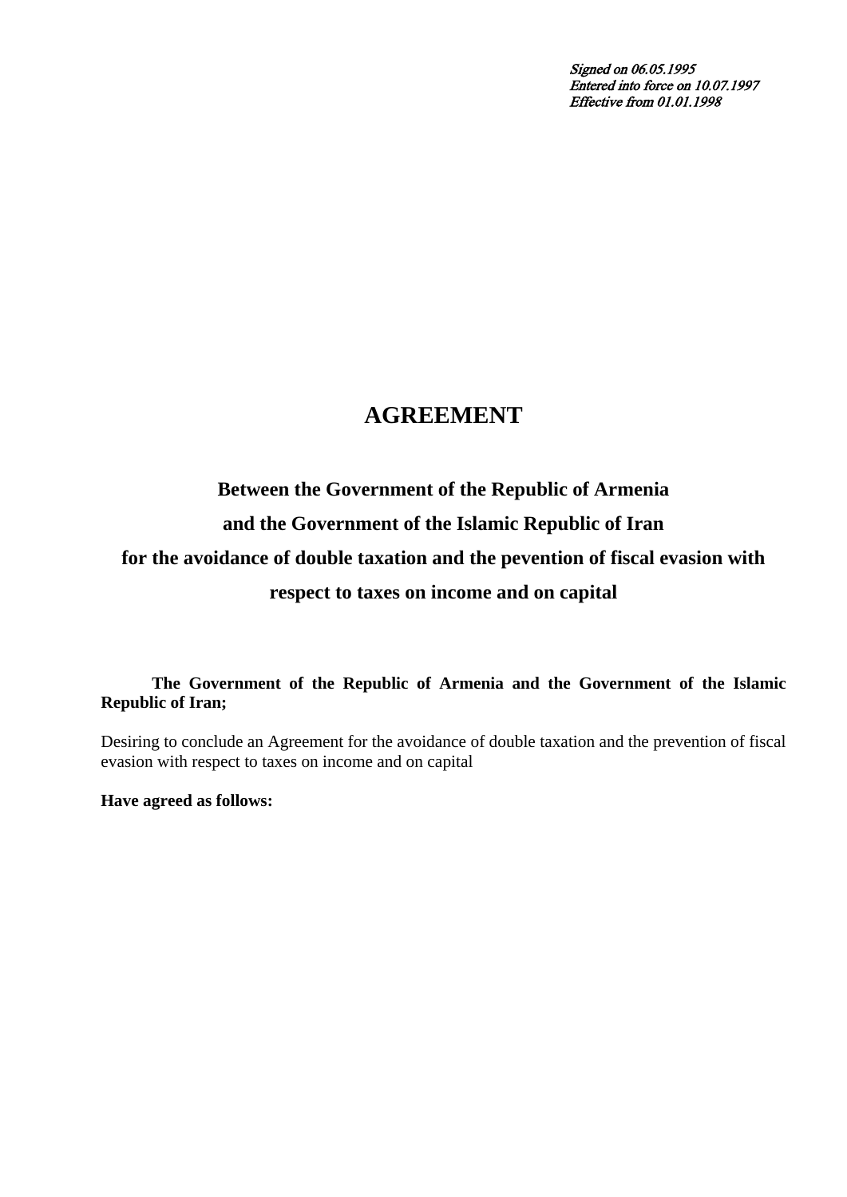*Signed on 06.05.1995*
*Entered into force on 10.07.1997*
*Effective from 01.01.1998*

# AGREEMENT

## Between the Government of the Republic of Armenia and the Government of the Islamic Republic of Iran for the avoidance of double taxation and the pevention of fiscal evasion with respect to taxes on income and on capital

**The Government of the Republic of Armenia and the Government of the Islamic Republic of Iran;**

Desiring to conclude an Agreement for the avoidance of double taxation and the prevention of fiscal evasion with respect to taxes on income and on capital

**Have agreed as follows:**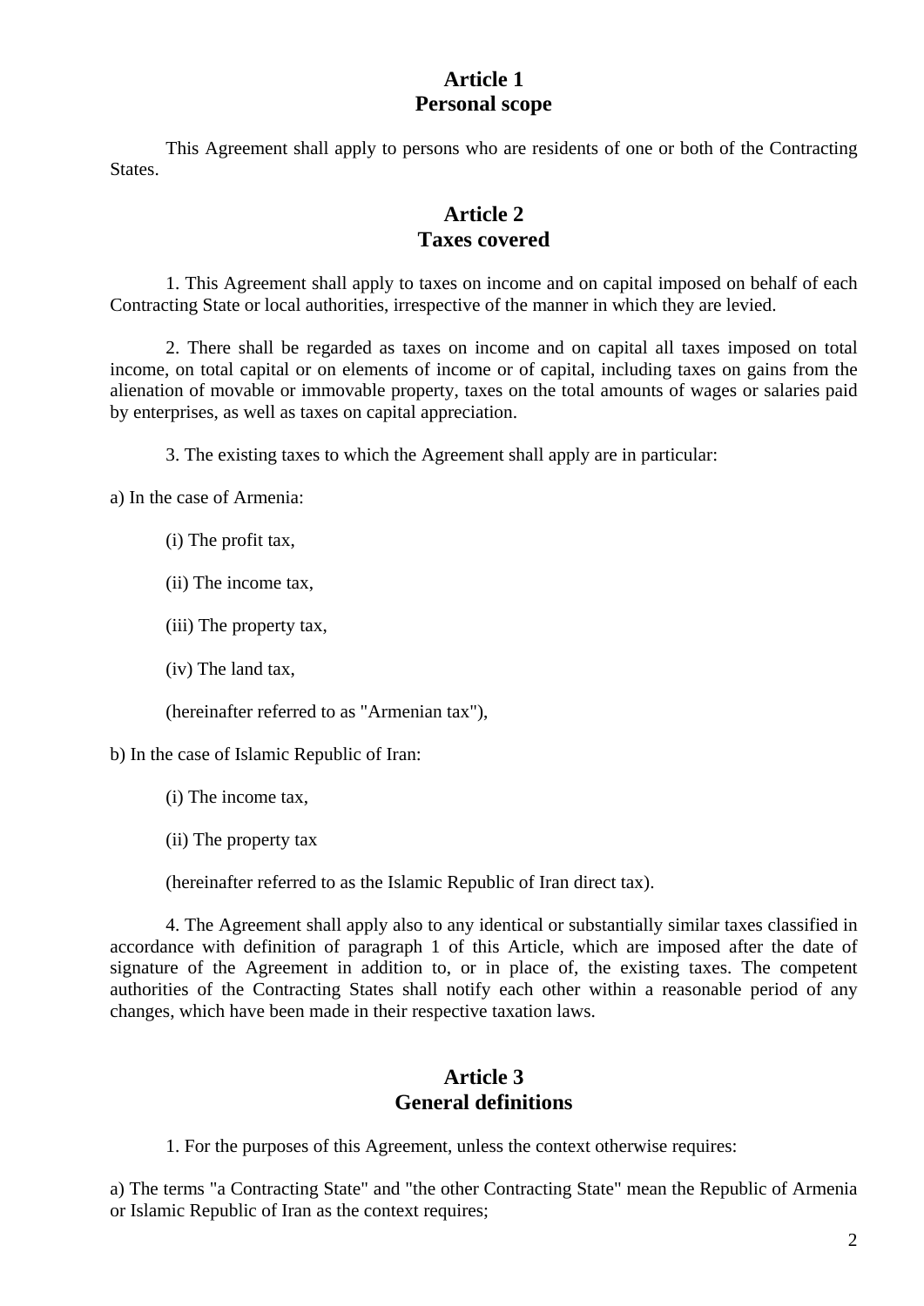## Article 1
## Personal scope

This Agreement shall apply to persons who are residents of one or both of the Contracting States.

## Article 2
## Taxes covered

1. This Agreement shall apply to taxes on income and on capital imposed on behalf of each Contracting State or local authorities, irrespective of the manner in which they are levied.

2. There shall be regarded as taxes on income and on capital all taxes imposed on total income, on total capital or on elements of income or of capital, including taxes on gains from the alienation of movable or immovable property, taxes on the total amounts of wages or salaries paid by enterprises, as well as taxes on capital appreciation.

3. The existing taxes to which the Agreement shall apply are in particular:

a) In the case of Armenia:

(i) The profit tax,

(ii) The income tax,

(iii) The property tax,

(iv) The land tax,

(hereinafter referred to as "Armenian tax"),

b) In the case of Islamic Republic of Iran:

(i) The income tax,

(ii) The property tax

(hereinafter referred to as the Islamic Republic of Iran direct tax).

4. The Agreement shall apply also to any identical or substantially similar taxes classified in accordance with definition of paragraph 1 of this Article, which are imposed after the date of signature of the Agreement in addition to, or in place of, the existing taxes. The competent authorities of the Contracting States shall notify each other within a reasonable period of any changes, which have been made in their respective taxation laws.

## Article 3
## General definitions

1. For the purposes of this Agreement, unless the context otherwise requires:

a) The terms "a Contracting State" and "the other Contracting State" mean the Republic of Armenia or Islamic Republic of Iran as the context requires;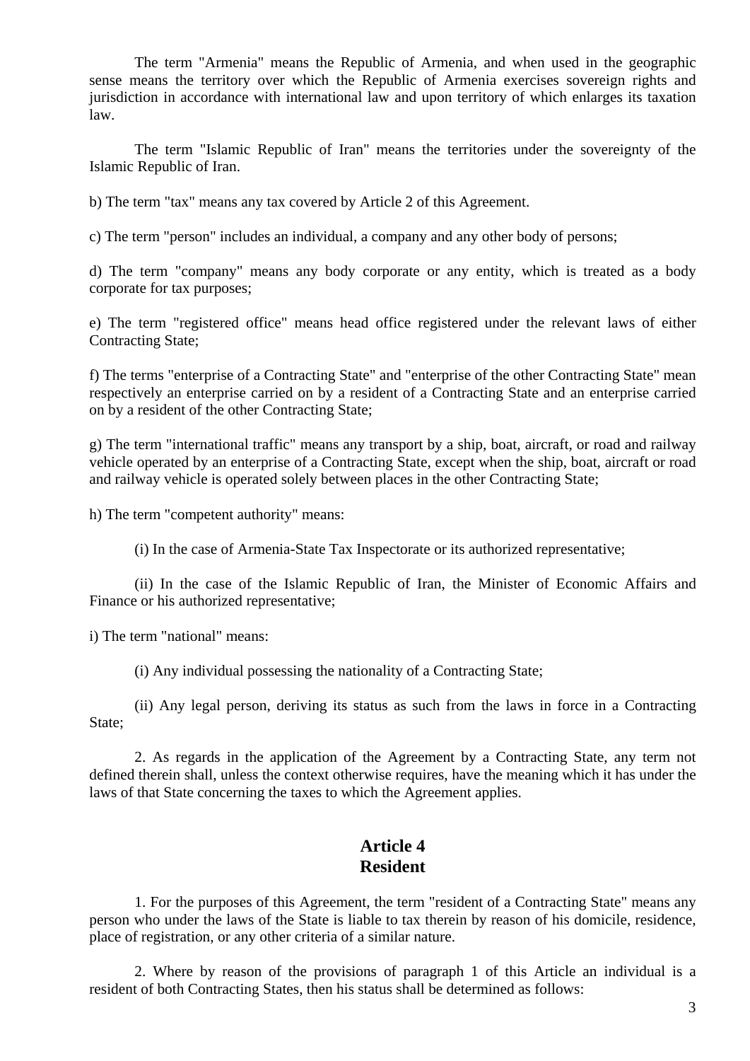The term "Armenia" means the Republic of Armenia, and when used in the geographic sense means the territory over which the Republic of Armenia exercises sovereign rights and jurisdiction in accordance with international law and upon territory of which enlarges its taxation law.

The term "Islamic Republic of Iran" means the territories under the sovereignty of the Islamic Republic of Iran.

b) The term "tax" means any tax covered by Article 2 of this Agreement.

c) The term "person" includes an individual, a company and any other body of persons;

d) The term "company" means any body corporate or any entity, which is treated as a body corporate for tax purposes;

e) The term "registered office" means head office registered under the relevant laws of either Contracting State;

f) The terms "enterprise of a Contracting State" and "enterprise of the other Contracting State" mean respectively an enterprise carried on by a resident of a Contracting State and an enterprise carried on by a resident of the other Contracting State;

g) The term "international traffic" means any transport by a ship, boat, aircraft, or road and railway vehicle operated by an enterprise of a Contracting State, except when the ship, boat, aircraft or road and railway vehicle is operated solely between places in the other Contracting State;

h) The term "competent authority" means:

(i) In the case of Armenia-State Tax Inspectorate or its authorized representative;

(ii) In the case of the Islamic Republic of Iran, the Minister of Economic Affairs and Finance or his authorized representative;

i) The term "national" means:

(i) Any individual possessing the nationality of a Contracting State;

(ii) Any legal person, deriving its status as such from the laws in force in a Contracting State;

2. As regards in the application of the Agreement by a Contracting State, any term not defined therein shall, unless the context otherwise requires, have the meaning which it has under the laws of that State concerning the taxes to which the Agreement applies.

## Article 4
## Resident

1. For the purposes of this Agreement, the term "resident of a Contracting State" means any person who under the laws of the State is liable to tax therein by reason of his domicile, residence, place of registration, or any other criteria of a similar nature.

2. Where by reason of the provisions of paragraph 1 of this Article an individual is a resident of both Contracting States, then his status shall be determined as follows: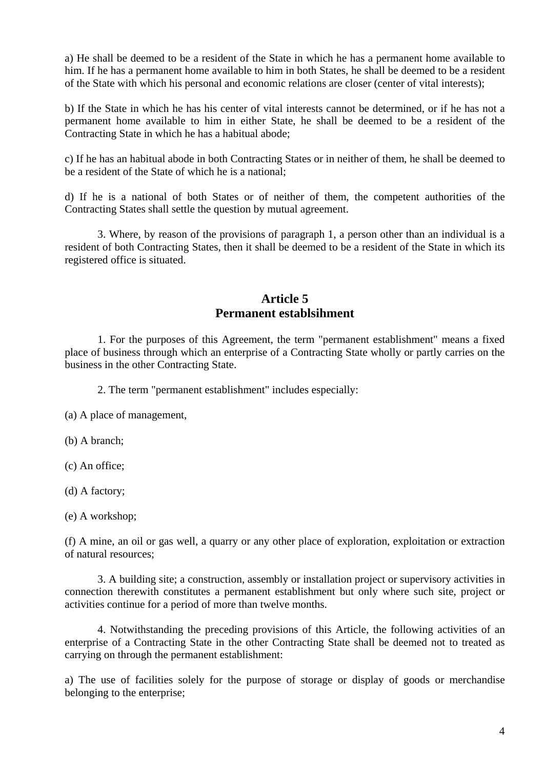a) He shall be deemed to be a resident of the State in which he has a permanent home available to him. If he has a permanent home available to him in both States, he shall be deemed to be a resident of the State with which his personal and economic relations are closer (center of vital interests);

b) If the State in which he has his center of vital interests cannot be determined, or if he has not a permanent home available to him in either State, he shall be deemed to be a resident of the Contracting State in which he has a habitual abode;

c) If he has an habitual abode in both Contracting States or in neither of them, he shall be deemed to be a resident of the State of which he is a national;

d) If he is a national of both States or of neither of them, the competent authorities of the Contracting States shall settle the question by mutual agreement.

3. Where, by reason of the provisions of paragraph 1, a person other than an individual is a resident of both Contracting States, then it shall be deemed to be a resident of the State in which its registered office is situated.

## Article 5
## Permanent establsihment

1. For the purposes of this Agreement, the term "permanent establishment" means a fixed place of business through which an enterprise of a Contracting State wholly or partly carries on the business in the other Contracting State.

2. The term "permanent establishment" includes especially:

(a) A place of management,

(b) A branch;

(c) An office;

(d) A factory;

(e) A workshop;

(f) A mine, an oil or gas well, a quarry or any other place of exploration, exploitation or extraction of natural resources;

3. A building site; a construction, assembly or installation project or supervisory activities in connection therewith constitutes a permanent establishment but only where such site, project or activities continue for a period of more than twelve months.

4. Notwithstanding the preceding provisions of this Article, the following activities of an enterprise of a Contracting State in the other Contracting State shall be deemed not to treated as carrying on through the permanent establishment:

a) The use of facilities solely for the purpose of storage or display of goods or merchandise belonging to the enterprise;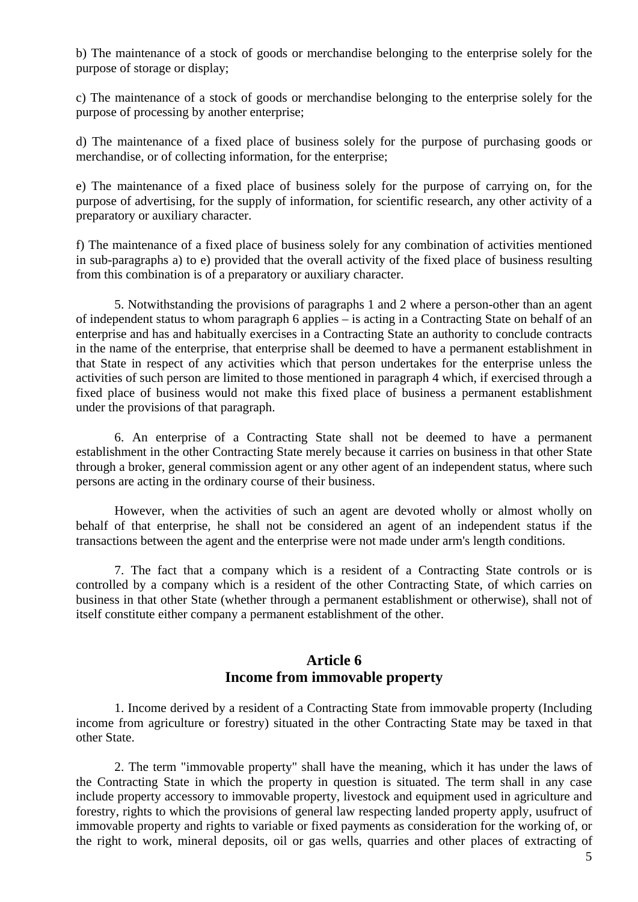b) The maintenance of a stock of goods or merchandise belonging to the enterprise solely for the purpose of storage or display;

c) The maintenance of a stock of goods or merchandise belonging to the enterprise solely for the purpose of processing by another enterprise;

d) The maintenance of a fixed place of business solely for the purpose of purchasing goods or merchandise, or of collecting information, for the enterprise;

e) The maintenance of a fixed place of business solely for the purpose of carrying on, for the purpose of advertising, for the supply of information, for scientific research, any other activity of a preparatory or auxiliary character.

f) The maintenance of a fixed place of business solely for any combination of activities mentioned in sub-paragraphs a) to e) provided that the overall activity of the fixed place of business resulting from this combination is of a preparatory or auxiliary character.

5. Notwithstanding the provisions of paragraphs 1 and 2 where a person-other than an agent of independent status to whom paragraph 6 applies – is acting in a Contracting State on behalf of an enterprise and has and habitually exercises in a Contracting State an authority to conclude contracts in the name of the enterprise, that enterprise shall be deemed to have a permanent establishment in that State in respect of any activities which that person undertakes for the enterprise unless the activities of such person are limited to those mentioned in paragraph 4 which, if exercised through a fixed place of business would not make this fixed place of business a permanent establishment under the provisions of that paragraph.

6. An enterprise of a Contracting State shall not be deemed to have a permanent establishment in the other Contracting State merely because it carries on business in that other State through a broker, general commission agent or any other agent of an independent status, where such persons are acting in the ordinary course of their business.

However, when the activities of such an agent are devoted wholly or almost wholly on behalf of that enterprise, he shall not be considered an agent of an independent status if the transactions between the agent and the enterprise were not made under arm's length conditions.

7. The fact that a company which is a resident of a Contracting State controls or is controlled by a company which is a resident of the other Contracting State, of which carries on business in that other State (whether through a permanent establishment or otherwise), shall not of itself constitute either company a permanent establishment of the other.

## Article 6
## Income from immovable property

1. Income derived by a resident of a Contracting State from immovable property (Including income from agriculture or forestry) situated in the other Contracting State may be taxed in that other State.

2. The term "immovable property" shall have the meaning, which it has under the laws of the Contracting State in which the property in question is situated. The term shall in any case include property accessory to immovable property, livestock and equipment used in agriculture and forestry, rights to which the provisions of general law respecting landed property apply, usufruct of immovable property and rights to variable or fixed payments as consideration for the working of, or the right to work, mineral deposits, oil or gas wells, quarries and other places of extracting of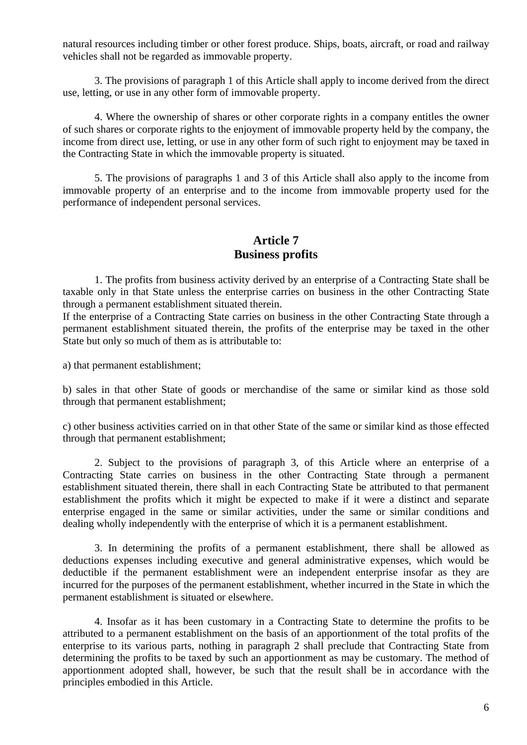natural resources including timber or other forest produce. Ships, boats, aircraft, or road and railway vehicles shall not be regarded as immovable property.

3. The provisions of paragraph 1 of this Article shall apply to income derived from the direct use, letting, or use in any other form of immovable property.

4. Where the ownership of shares or other corporate rights in a company entitles the owner of such shares or corporate rights to the enjoyment of immovable property held by the company, the income from direct use, letting, or use in any other form of such right to enjoyment may be taxed in the Contracting State in which the immovable property is situated.

5. The provisions of paragraphs 1 and 3 of this Article shall also apply to the income from immovable property of an enterprise and to the income from immovable property used for the performance of independent personal services.

## Article 7
## Business profits

1. The profits from business activity derived by an enterprise of a Contracting State shall be taxable only in that State unless the enterprise carries on business in the other Contracting State through a permanent establishment situated therein.
If the enterprise of a Contracting State carries on business in the other Contracting State through a permanent establishment situated therein, the profits of the enterprise may be taxed in the other State but only so much of them as is attributable to:

a) that permanent establishment;

b) sales in that other State of goods or merchandise of the same or similar kind as those sold through that permanent establishment;

c) other business activities carried on in that other State of the same or similar kind as those effected through that permanent establishment;

2. Subject to the provisions of paragraph 3, of this Article where an enterprise of a Contracting State carries on business in the other Contracting State through a permanent establishment situated therein, there shall in each Contracting State be attributed to that permanent establishment the profits which it might be expected to make if it were a distinct and separate enterprise engaged in the same or similar activities, under the same or similar conditions and dealing wholly independently with the enterprise of which it is a permanent establishment.

3. In determining the profits of a permanent establishment, there shall be allowed as deductions expenses including executive and general administrative expenses, which would be deductible if the permanent establishment were an independent enterprise insofar as they are incurred for the purposes of the permanent establishment, whether incurred in the State in which the permanent establishment is situated or elsewhere.

4. Insofar as it has been customary in a Contracting State to determine the profits to be attributed to a permanent establishment on the basis of an apportionment of the total profits of the enterprise to its various parts, nothing in paragraph 2 shall preclude that Contracting State from determining the profits to be taxed by such an apportionment as may be customary. The method of apportionment adopted shall, however, be such that the result shall be in accordance with the principles embodied in this Article.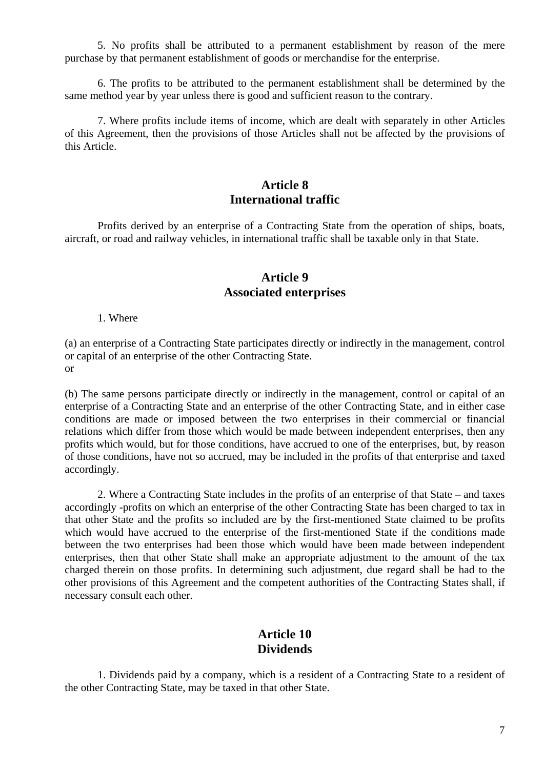5. No profits shall be attributed to a permanent establishment by reason of the mere purchase by that permanent establishment of goods or merchandise for the enterprise.

6. The profits to be attributed to the permanent establishment shall be determined by the same method year by year unless there is good and sufficient reason to the contrary.

7. Where profits include items of income, which are dealt with separately in other Articles of this Agreement, then the provisions of those Articles shall not be affected by the provisions of this Article.

## Article 8
## International traffic

Profits derived by an enterprise of a Contracting State from the operation of ships, boats, aircraft, or road and railway vehicles, in international traffic shall be taxable only in that State.

## Article 9
## Associated enterprises

1. Where

(a) an enterprise of a Contracting State participates directly or indirectly in the management, control or capital of an enterprise of the other Contracting State.
or

(b) The same persons participate directly or indirectly in the management, control or capital of an enterprise of a Contracting State and an enterprise of the other Contracting State, and in either case conditions are made or imposed between the two enterprises in their commercial or financial relations which differ from those which would be made between independent enterprises, then any profits which would, but for those conditions, have accrued to one of the enterprises, but, by reason of those conditions, have not so accrued, may be included in the profits of that enterprise and taxed accordingly.

2. Where a Contracting State includes in the profits of an enterprise of that State – and taxes accordingly -profits on which an enterprise of the other Contracting State has been charged to tax in that other State and the profits so included are by the first-mentioned State claimed to be profits which would have accrued to the enterprise of the first-mentioned State if the conditions made between the two enterprises had been those which would have been made between independent enterprises, then that other State shall make an appropriate adjustment to the amount of the tax charged therein on those profits. In determining such adjustment, due regard shall be had to the other provisions of this Agreement and the competent authorities of the Contracting States shall, if necessary consult each other.

## Article 10
## Dividends

1. Dividends paid by a company, which is a resident of a Contracting State to a resident of the other Contracting State, may be taxed in that other State.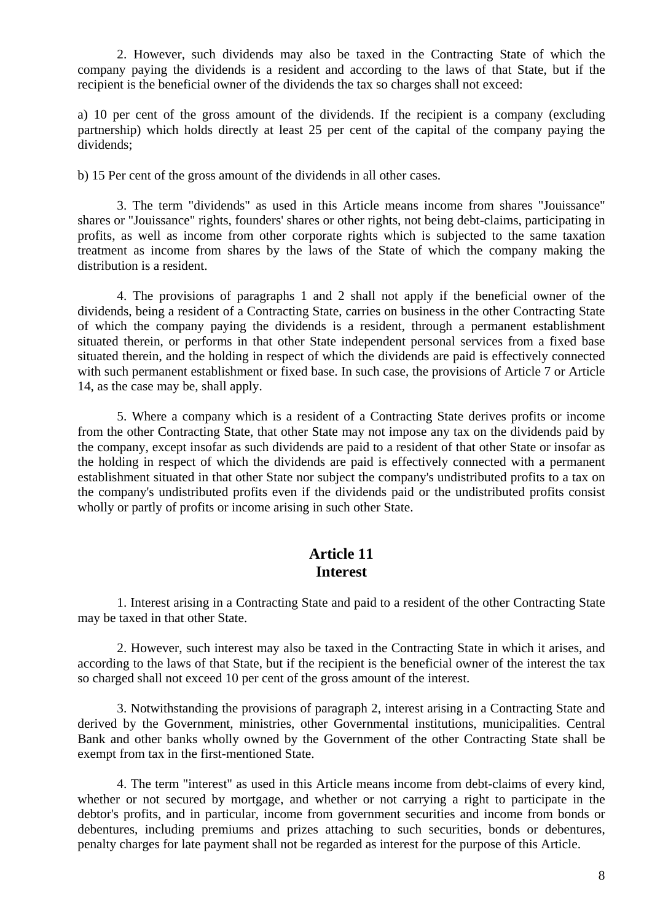2. However, such dividends may also be taxed in the Contracting State of which the company paying the dividends is a resident and according to the laws of that State, but if the recipient is the beneficial owner of the dividends the tax so charges shall not exceed:

a) 10 per cent of the gross amount of the dividends. If the recipient is a company (excluding partnership) which holds directly at least 25 per cent of the capital of the company paying the dividends;

b) 15 Per cent of the gross amount of the dividends in all other cases.

3. The term "dividends" as used in this Article means income from shares "Jouissance" shares or "Jouissance" rights, founders' shares or other rights, not being debt-claims, participating in profits, as well as income from other corporate rights which is subjected to the same taxation treatment as income from shares by the laws of the State of which the company making the distribution is a resident.

4. The provisions of paragraphs 1 and 2 shall not apply if the beneficial owner of the dividends, being a resident of a Contracting State, carries on business in the other Contracting State of which the company paying the dividends is a resident, through a permanent establishment situated therein, or performs in that other State independent personal services from a fixed base situated therein, and the holding in respect of which the dividends are paid is effectively connected with such permanent establishment or fixed base. In such case, the provisions of Article 7 or Article 14, as the case may be, shall apply.

5. Where a company which is a resident of a Contracting State derives profits or income from the other Contracting State, that other State may not impose any tax on the dividends paid by the company, except insofar as such dividends are paid to a resident of that other State or insofar as the holding in respect of which the dividends are paid is effectively connected with a permanent establishment situated in that other State nor subject the company's undistributed profits to a tax on the company's undistributed profits even if the dividends paid or the undistributed profits consist wholly or partly of profits or income arising in such other State.

## Article 11
## Interest

1. Interest arising in a Contracting State and paid to a resident of the other Contracting State may be taxed in that other State.

2. However, such interest may also be taxed in the Contracting State in which it arises, and according to the laws of that State, but if the recipient is the beneficial owner of the interest the tax so charged shall not exceed 10 per cent of the gross amount of the interest.

3. Notwithstanding the provisions of paragraph 2, interest arising in a Contracting State and derived by the Government, ministries, other Governmental institutions, municipalities. Central Bank and other banks wholly owned by the Government of the other Contracting State shall be exempt from tax in the first-mentioned State.

4. The term "interest" as used in this Article means income from debt-claims of every kind, whether or not secured by mortgage, and whether or not carrying a right to participate in the debtor's profits, and in particular, income from government securities and income from bonds or debentures, including premiums and prizes attaching to such securities, bonds or debentures, penalty charges for late payment shall not be regarded as interest for the purpose of this Article.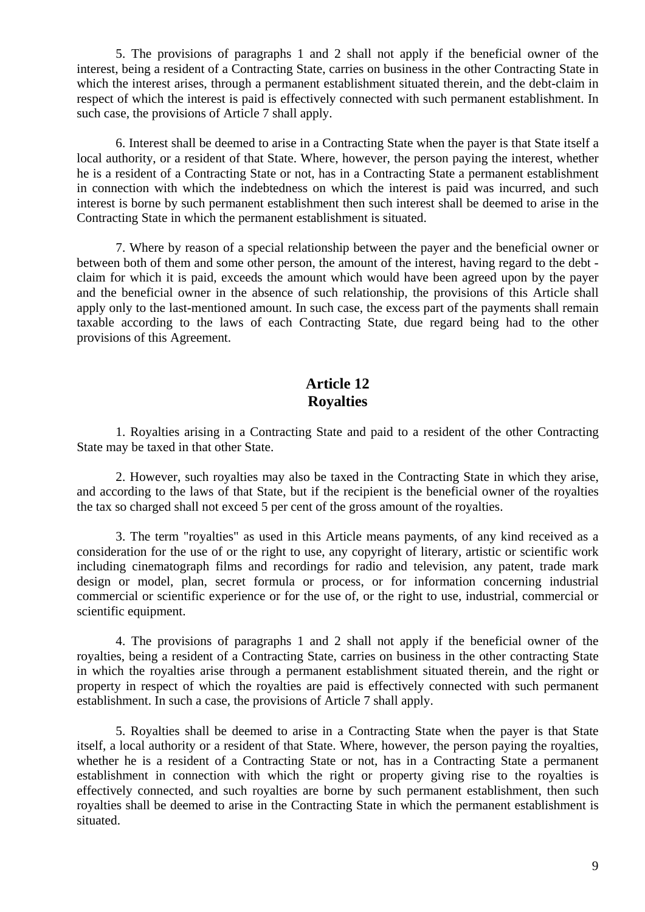5. The provisions of paragraphs 1 and 2 shall not apply if the beneficial owner of the interest, being a resident of a Contracting State, carries on business in the other Contracting State in which the interest arises, through a permanent establishment situated therein, and the debt-claim in respect of which the interest is paid is effectively connected with such permanent establishment. In such case, the provisions of Article 7 shall apply.

6. Interest shall be deemed to arise in a Contracting State when the payer is that State itself a local authority, or a resident of that State. Where, however, the person paying the interest, whether he is a resident of a Contracting State or not, has in a Contracting State a permanent establishment in connection with which the indebtedness on which the interest is paid was incurred, and such interest is borne by such permanent establishment then such interest shall be deemed to arise in the Contracting State in which the permanent establishment is situated.

7. Where by reason of a special relationship between the payer and the beneficial owner or between both of them and some other person, the amount of the interest, having regard to the debt -claim for which it is paid, exceeds the amount which would have been agreed upon by the payer and the beneficial owner in the absence of such relationship, the provisions of this Article shall apply only to the last-mentioned amount. In such case, the excess part of the payments shall remain taxable according to the laws of each Contracting State, due regard being had to the other provisions of this Agreement.

## Article 12
## Royalties

1. Royalties arising in a Contracting State and paid to a resident of the other Contracting State may be taxed in that other State.

2. However, such royalties may also be taxed in the Contracting State in which they arise, and according to the laws of that State, but if the recipient is the beneficial owner of the royalties the tax so charged shall not exceed 5 per cent of the gross amount of the royalties.

3. The term "royalties" as used in this Article means payments, of any kind received as a consideration for the use of or the right to use, any copyright of literary, artistic or scientific work including cinematograph films and recordings for radio and television, any patent, trade mark design or model, plan, secret formula or process, or for information concerning industrial commercial or scientific experience or for the use of, or the right to use, industrial, commercial or scientific equipment.

4. The provisions of paragraphs 1 and 2 shall not apply if the beneficial owner of the royalties, being a resident of a Contracting State, carries on business in the other contracting State in which the royalties arise through a permanent establishment situated therein, and the right or property in respect of which the royalties are paid is effectively connected with such permanent establishment. In such a case, the provisions of Article 7 shall apply.

5. Royalties shall be deemed to arise in a Contracting State when the payer is that State itself, a local authority or a resident of that State. Where, however, the person paying the royalties, whether he is a resident of a Contracting State or not, has in a Contracting State a permanent establishment in connection with which the right or property giving rise to the royalties is effectively connected, and such royalties are borne by such permanent establishment, then such royalties shall be deemed to arise in the Contracting State in which the permanent establishment is situated.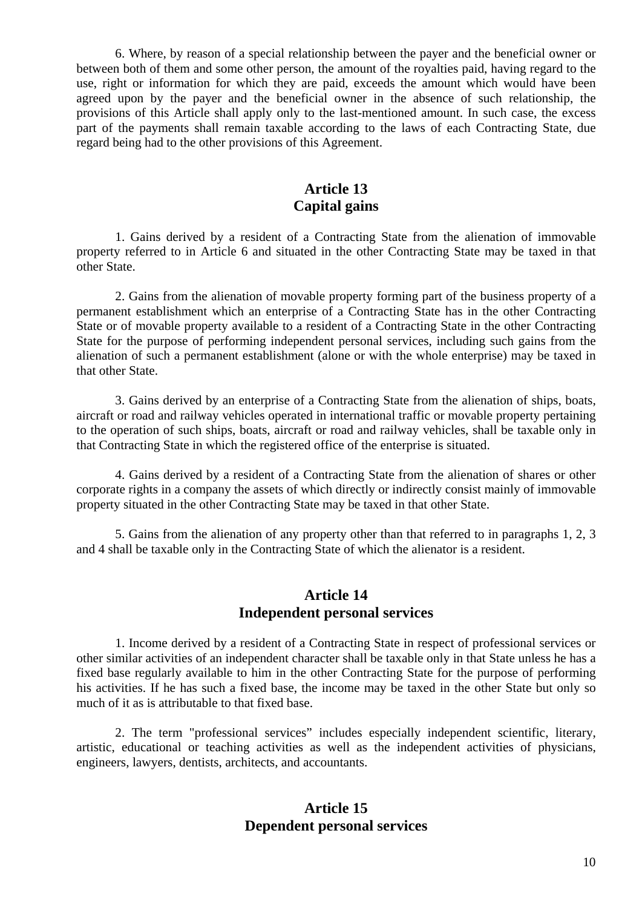6. Where, by reason of a special relationship between the payer and the beneficial owner or between both of them and some other person, the amount of the royalties paid, having regard to the use, right or information for which they are paid, exceeds the amount which would have been agreed upon by the payer and the beneficial owner in the absence of such relationship, the provisions of this Article shall apply only to the last-mentioned amount. In such case, the excess part of the payments shall remain taxable according to the laws of each Contracting State, due regard being had to the other provisions of this Agreement.

## Article 13
## Capital gains

1. Gains derived by a resident of a Contracting State from the alienation of immovable property referred to in Article 6 and situated in the other Contracting State may be taxed in that other State.

2. Gains from the alienation of movable property forming part of the business property of a permanent establishment which an enterprise of a Contracting State has in the other Contracting State or of movable property available to a resident of a Contracting State in the other Contracting State for the purpose of performing independent personal services, including such gains from the alienation of such a permanent establishment (alone or with the whole enterprise) may be taxed in that other State.

3. Gains derived by an enterprise of a Contracting State from the alienation of ships, boats, aircraft or road and railway vehicles operated in international traffic or movable property pertaining to the operation of such ships, boats, aircraft or road and railway vehicles, shall be taxable only in that Contracting State in which the registered office of the enterprise is situated.

4. Gains derived by a resident of a Contracting State from the alienation of shares or other corporate rights in a company the assets of which directly or indirectly consist mainly of immovable property situated in the other Contracting State may be taxed in that other State.

5. Gains from the alienation of any property other than that referred to in paragraphs 1, 2, 3 and 4 shall be taxable only in the Contracting State of which the alienator is a resident.

## Article 14
## Independent personal services

1. Income derived by a resident of a Contracting State in respect of professional services or other similar activities of an independent character shall be taxable only in that State unless he has a fixed base regularly available to him in the other Contracting State for the purpose of performing his activities. If he has such a fixed base, the income may be taxed in the other State but only so much of it as is attributable to that fixed base.

2. The term "professional services" includes especially independent scientific, literary, artistic, educational or teaching activities as well as the independent activities of physicians, engineers, lawyers, dentists, architects, and accountants.

## Article 15
## Dependent personal services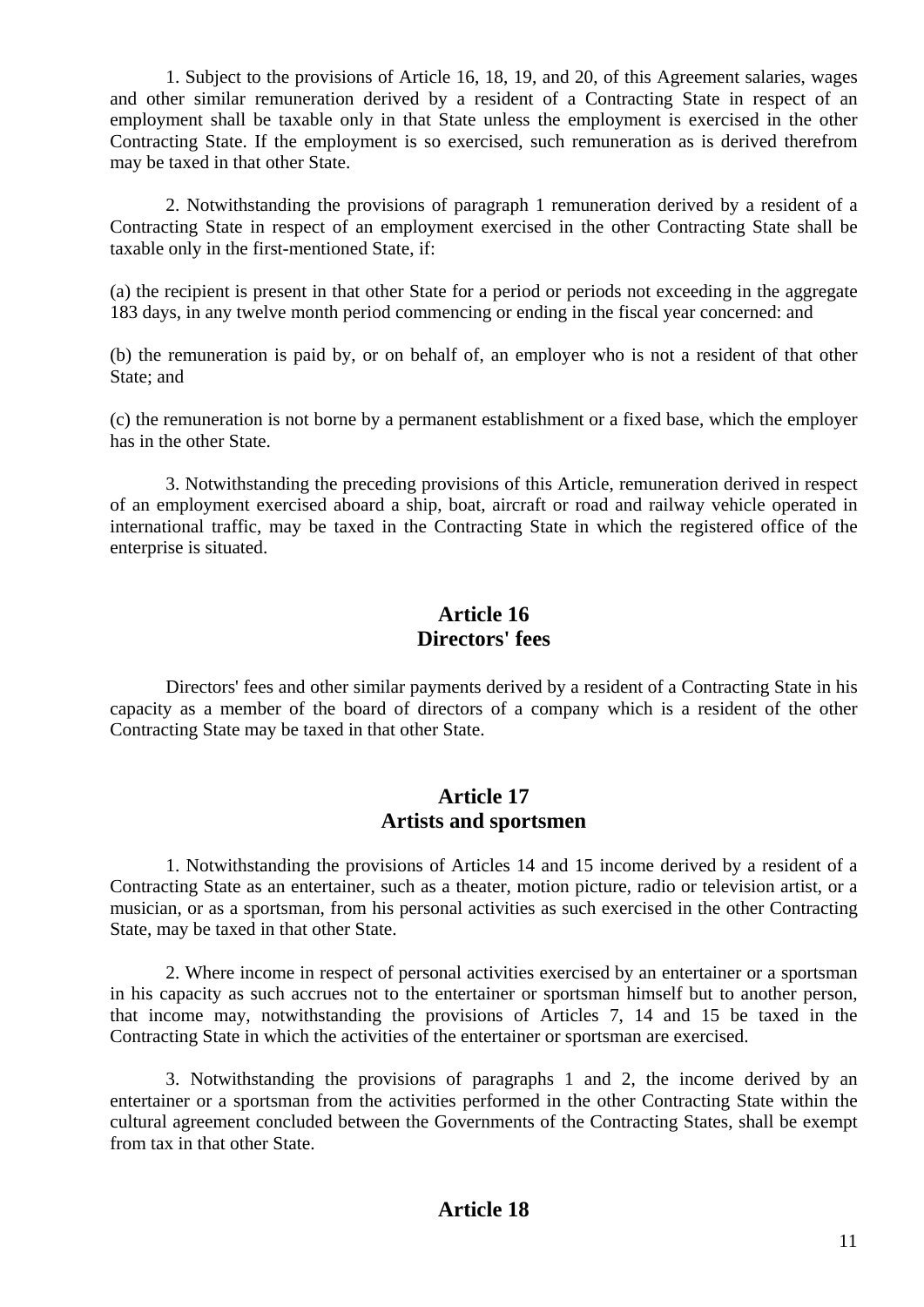1. Subject to the provisions of Article 16, 18, 19, and 20, of this Agreement salaries, wages and other similar remuneration derived by a resident of a Contracting State in respect of an employment shall be taxable only in that State unless the employment is exercised in the other Contracting State. If the employment is so exercised, such remuneration as is derived therefrom may be taxed in that other State.

2. Notwithstanding the provisions of paragraph 1 remuneration derived by a resident of a Contracting State in respect of an employment exercised in the other Contracting State shall be taxable only in the first-mentioned State, if:

(a) the recipient is present in that other State for a period or periods not exceeding in the aggregate 183 days, in any twelve month period commencing or ending in the fiscal year concerned: and

(b) the remuneration is paid by, or on behalf of, an employer who is not a resident of that other State; and

(c) the remuneration is not borne by a permanent establishment or a fixed base, which the employer has in the other State.

3. Notwithstanding the preceding provisions of this Article, remuneration derived in respect of an employment exercised aboard a ship, boat, aircraft or road and railway vehicle operated in international traffic, may be taxed in the Contracting State in which the registered office of the enterprise is situated.

## Article 16
## Directors' fees

Directors' fees and other similar payments derived by a resident of a Contracting State in his capacity as a member of the board of directors of a company which is a resident of the other Contracting State may be taxed in that other State.

## Article 17
## Artists and sportsmen

1. Notwithstanding the provisions of Articles 14 and 15 income derived by a resident of a Contracting State as an entertainer, such as a theater, motion picture, radio or television artist, or a musician, or as a sportsman, from his personal activities as such exercised in the other Contracting State, may be taxed in that other State.

2. Where income in respect of personal activities exercised by an entertainer or a sportsman in his capacity as such accrues not to the entertainer or sportsman himself but to another person, that income may, notwithstanding the provisions of Articles 7, 14 and 15 be taxed in the Contracting State in which the activities of the entertainer or sportsman are exercised.

3. Notwithstanding the provisions of paragraphs 1 and 2, the income derived by an entertainer or a sportsman from the activities performed in the other Contracting State within the cultural agreement concluded between the Governments of the Contracting States, shall be exempt from tax in that other State.

## Article 18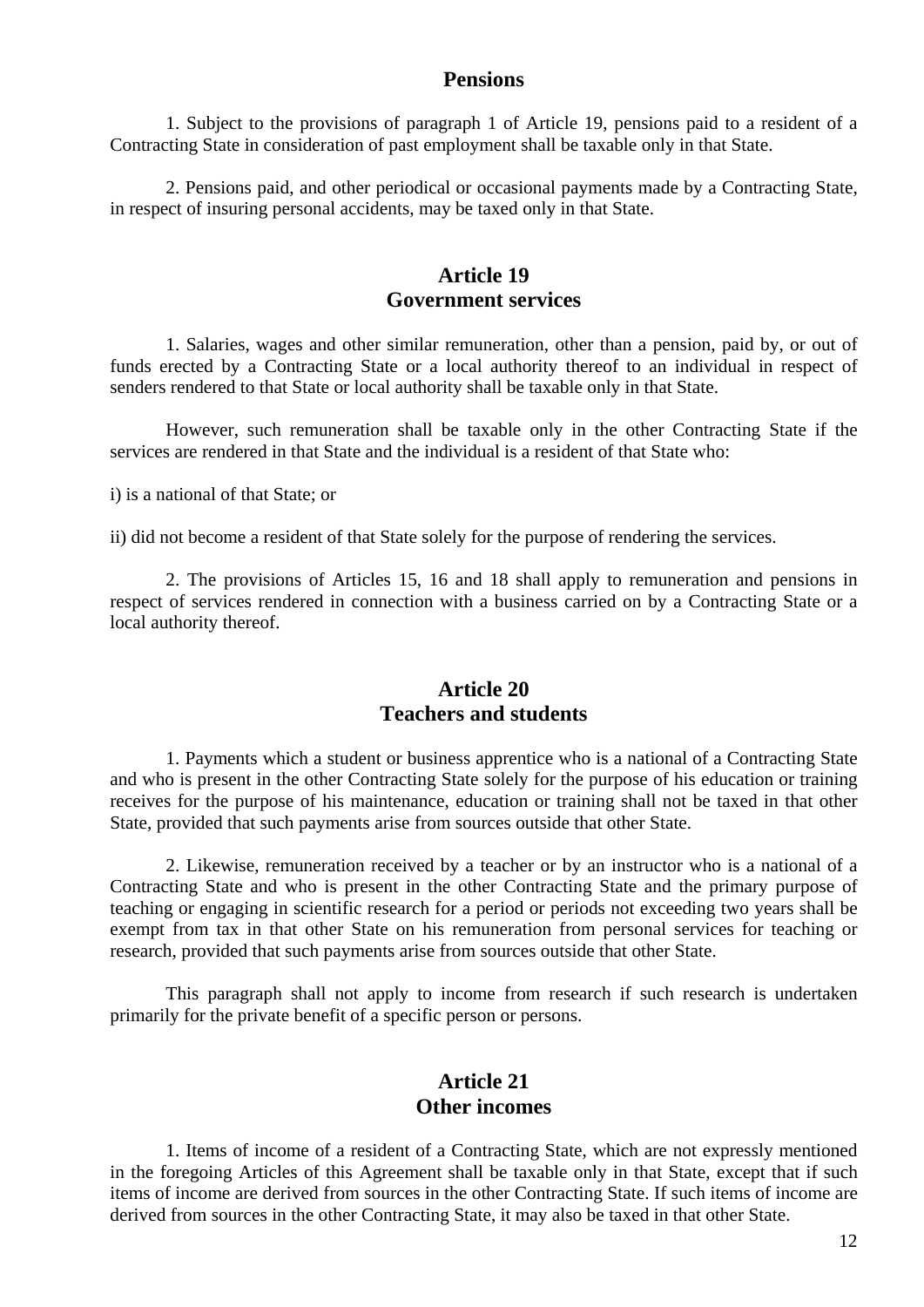**Pensions**

1. Subject to the provisions of paragraph 1 of Article 19, pensions paid to a resident of a Contracting State in consideration of past employment shall be taxable only in that State.

2. Pensions paid, and other periodical or occasional payments made by a Contracting State, in respect of insuring personal accidents, may be taxed only in that State.

## Article 19
## Government services

1. Salaries, wages and other similar remuneration, other than a pension, paid by, or out of funds erected by a Contracting State or a local authority thereof to an individual in respect of senders rendered to that State or local authority shall be taxable only in that State.

However, such remuneration shall be taxable only in the other Contracting State if the services are rendered in that State and the individual is a resident of that State who:

i) is a national of that State; or

ii) did not become a resident of that State solely for the purpose of rendering the services.

2. The provisions of Articles 15, 16 and 18 shall apply to remuneration and pensions in respect of services rendered in connection with a business carried on by a Contracting State or a local authority thereof.

## Article 20
## Teachers and students

1. Payments which a student or business apprentice who is a national of a Contracting State and who is present in the other Contracting State solely for the purpose of his education or training receives for the purpose of his maintenance, education or training shall not be taxed in that other State, provided that such payments arise from sources outside that other State.

2. Likewise, remuneration received by a teacher or by an instructor who is a national of a Contracting State and who is present in the other Contracting State and the primary purpose of teaching or engaging in scientific research for a period or periods not exceeding two years shall be exempt from tax in that other State on his remuneration from personal services for teaching or research, provided that such payments arise from sources outside that other State.

This paragraph shall not apply to income from research if such research is undertaken primarily for the private benefit of a specific person or persons.

## Article 21
## Other incomes

1. Items of income of a resident of a Contracting State, which are not expressly mentioned in the foregoing Articles of this Agreement shall be taxable only in that State, except that if such items of income are derived from sources in the other Contracting State. If such items of income are derived from sources in the other Contracting State, it may also be taxed in that other State.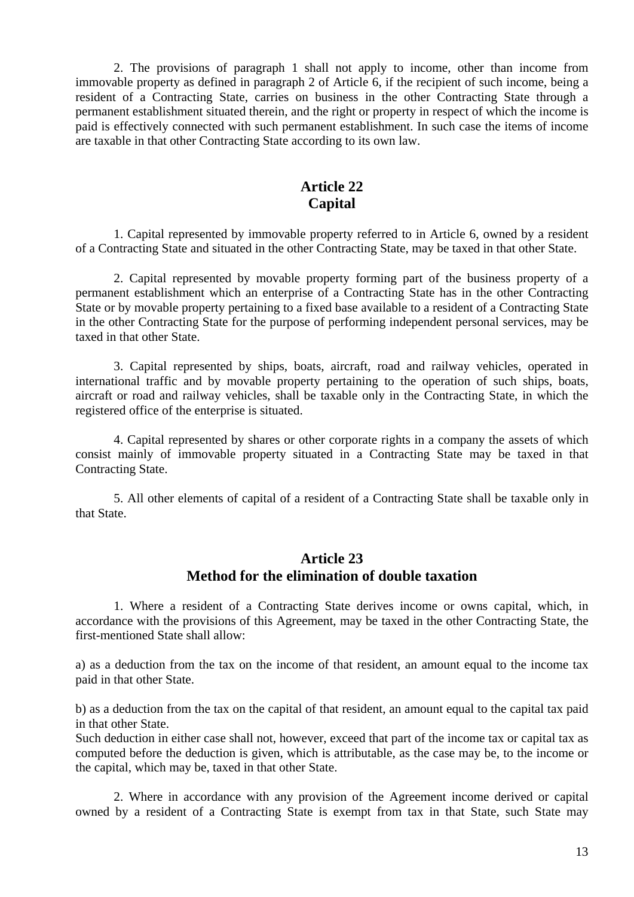2. The provisions of paragraph 1 shall not apply to income, other than income from immovable property as defined in paragraph 2 of Article 6, if the recipient of such income, being a resident of a Contracting State, carries on business in the other Contracting State through a permanent establishment situated therein, and the right or property in respect of which the income is paid is effectively connected with such permanent establishment. In such case the items of income are taxable in that other Contracting State according to its own law.

## Article 22
## Capital

1. Capital represented by immovable property referred to in Article 6, owned by a resident of a Contracting State and situated in the other Contracting State, may be taxed in that other State.

2. Capital represented by movable property forming part of the business property of a permanent establishment which an enterprise of a Contracting State has in the other Contracting State or by movable property pertaining to a fixed base available to a resident of a Contracting State in the other Contracting State for the purpose of performing independent personal services, may be taxed in that other State.

3. Capital represented by ships, boats, aircraft, road and railway vehicles, operated in international traffic and by movable property pertaining to the operation of such ships, boats, aircraft or road and railway vehicles, shall be taxable only in the Contracting State, in which the registered office of the enterprise is situated.

4. Capital represented by shares or other corporate rights in a company the assets of which consist mainly of immovable property situated in a Contracting State may be taxed in that Contracting State.

5. All other elements of capital of a resident of a Contracting State shall be taxable only in that State.

## Article 23
## Method for the elimination of double taxation

1. Where a resident of a Contracting State derives income or owns capital, which, in accordance with the provisions of this Agreement, may be taxed in the other Contracting State, the first-mentioned State shall allow:

a) as a deduction from the tax on the income of that resident, an amount equal to the income tax paid in that other State.

b) as a deduction from the tax on the capital of that resident, an amount equal to the capital tax paid in that other State.
Such deduction in either case shall not, however, exceed that part of the income tax or capital tax as computed before the deduction is given, which is attributable, as the case may be, to the income or the capital, which may be, taxed in that other State.

2. Where in accordance with any provision of the Agreement income derived or capital owned by a resident of a Contracting State is exempt from tax in that State, such State may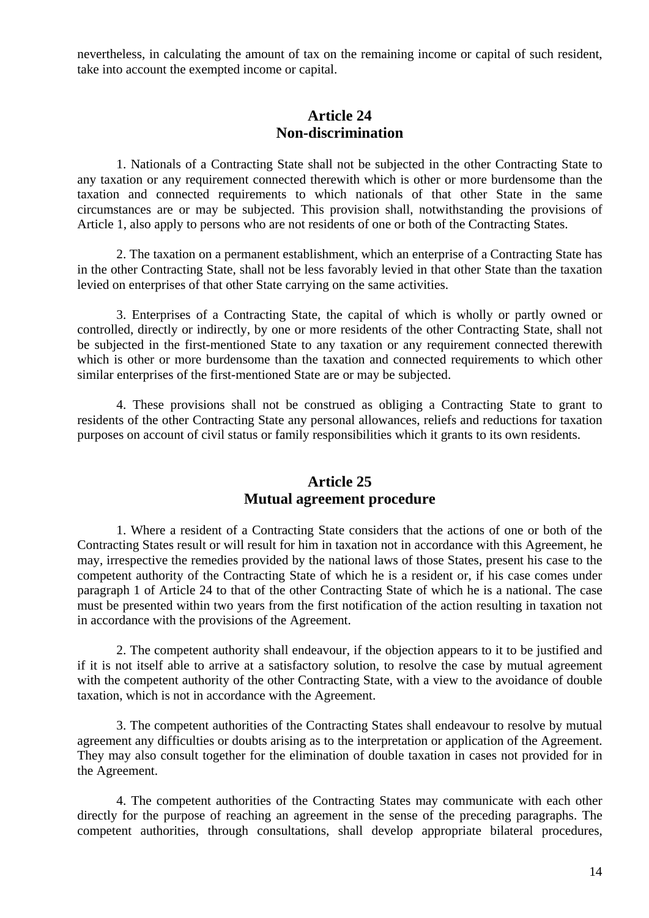nevertheless, in calculating the amount of tax on the remaining income or capital of such resident, take into account the exempted income or capital.

## Article 24
## Non-discrimination

1. Nationals of a Contracting State shall not be subjected in the other Contracting State to any taxation or any requirement connected therewith which is other or more burdensome than the taxation and connected requirements to which nationals of that other State in the same circumstances are or may be subjected. This provision shall, notwithstanding the provisions of Article 1, also apply to persons who are not residents of one or both of the Contracting States.

2. The taxation on a permanent establishment, which an enterprise of a Contracting State has in the other Contracting State, shall not be less favorably levied in that other State than the taxation levied on enterprises of that other State carrying on the same activities.

3. Enterprises of a Contracting State, the capital of which is wholly or partly owned or controlled, directly or indirectly, by one or more residents of the other Contracting State, shall not be subjected in the first-mentioned State to any taxation or any requirement connected therewith which is other or more burdensome than the taxation and connected requirements to which other similar enterprises of the first-mentioned State are or may be subjected.

4. These provisions shall not be construed as obliging a Contracting State to grant to residents of the other Contracting State any personal allowances, reliefs and reductions for taxation purposes on account of civil status or family responsibilities which it grants to its own residents.

## Article 25
## Mutual agreement procedure

1. Where a resident of a Contracting State considers that the actions of one or both of the Contracting States result or will result for him in taxation not in accordance with this Agreement, he may, irrespective the remedies provided by the national laws of those States, present his case to the competent authority of the Contracting State of which he is a resident or, if his case comes under paragraph 1 of Article 24 to that of the other Contracting State of which he is a national. The case must be presented within two years from the first notification of the action resulting in taxation not in accordance with the provisions of the Agreement.

2. The competent authority shall endeavour, if the objection appears to it to be justified and if it is not itself able to arrive at a satisfactory solution, to resolve the case by mutual agreement with the competent authority of the other Contracting State, with a view to the avoidance of double taxation, which is not in accordance with the Agreement.

3. The competent authorities of the Contracting States shall endeavour to resolve by mutual agreement any difficulties or doubts arising as to the interpretation or application of the Agreement. They may also consult together for the elimination of double taxation in cases not provided for in the Agreement.

4. The competent authorities of the Contracting States may communicate with each other directly for the purpose of reaching an agreement in the sense of the preceding paragraphs. The competent authorities, through consultations, shall develop appropriate bilateral procedures,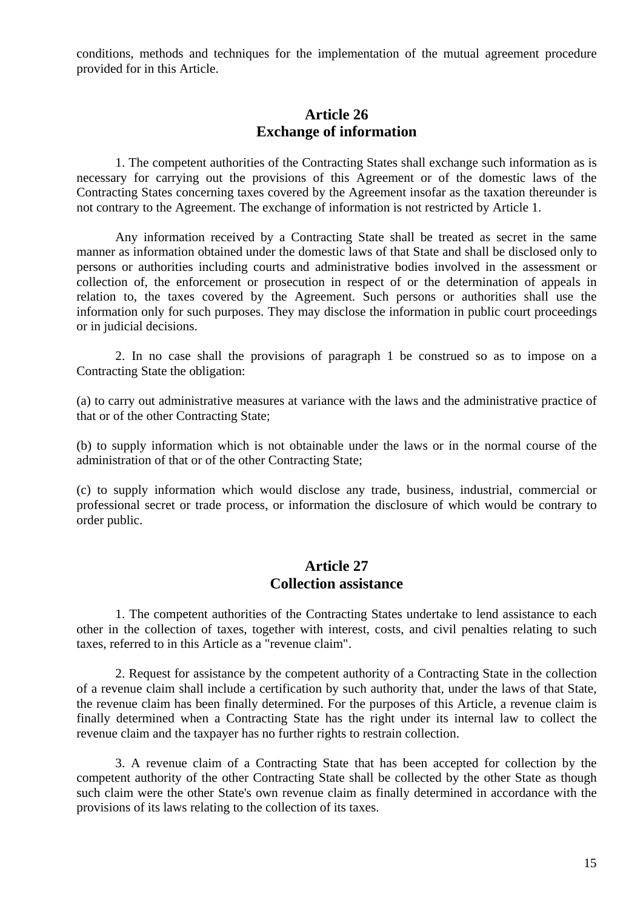conditions, methods and techniques for the implementation of the mutual agreement procedure provided for in this Article.

## Article 26
## Exchange of information

1. The competent authorities of the Contracting States shall exchange such information as is necessary for carrying out the provisions of this Agreement or of the domestic laws of the Contracting States concerning taxes covered by the Agreement insofar as the taxation thereunder is not contrary to the Agreement. The exchange of information is not restricted by Article 1.

Any information received by a Contracting State shall be treated as secret in the same manner as information obtained under the domestic laws of that State and shall be disclosed only to persons or authorities including courts and administrative bodies involved in the assessment or collection of, the enforcement or prosecution in respect of or the determination of appeals in relation to, the taxes covered by the Agreement. Such persons or authorities shall use the information only for such purposes. They may disclose the information in public court proceedings or in judicial decisions.

2. In no case shall the provisions of paragraph 1 be construed so as to impose on a Contracting State the obligation:

(a) to carry out administrative measures at variance with the laws and the administrative practice of that or of the other Contracting State;

(b) to supply information which is not obtainable under the laws or in the normal course of the administration of that or of the other Contracting State;

(c) to supply information which would disclose any trade, business, industrial, commercial or professional secret or trade process, or information the disclosure of which would be contrary to order public.

## Article 27
## Collection assistance

1. The competent authorities of the Contracting States undertake to lend assistance to each other in the collection of taxes, together with interest, costs, and civil penalties relating to such taxes, referred to in this Article as a "revenue claim".

2. Request for assistance by the competent authority of a Contracting State in the collection of a revenue claim shall include a certification by such authority that, under the laws of that State, the revenue claim has been finally determined. For the purposes of this Article, a revenue claim is finally determined when a Contracting State has the right under its internal law to collect the revenue claim and the taxpayer has no further rights to restrain collection.

3. A revenue claim of a Contracting State that has been accepted for collection by the competent authority of the other Contracting State shall be collected by the other State as though such claim were the other State's own revenue claim as finally determined in accordance with the provisions of its laws relating to the collection of its taxes.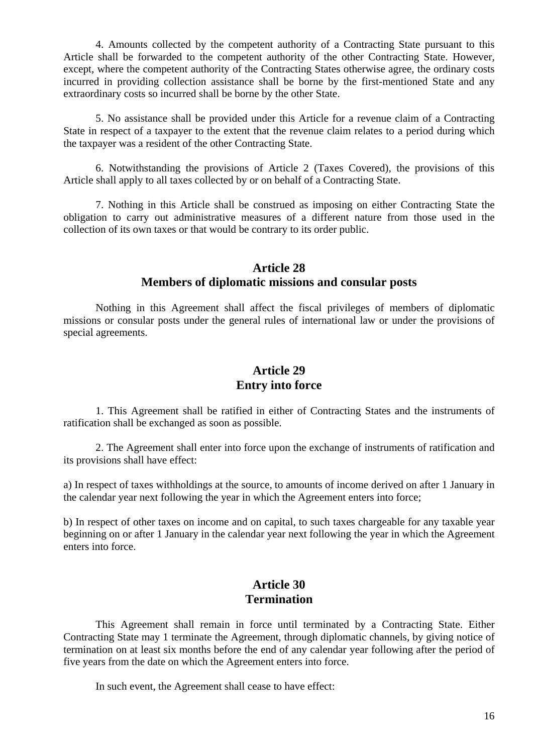4. Amounts collected by the competent authority of a Contracting State pursuant to this Article shall be forwarded to the competent authority of the other Contracting State. However, except, where the competent authority of the Contracting States otherwise agree, the ordinary costs incurred in providing collection assistance shall be borne by the first-mentioned State and any extraordinary costs so incurred shall be borne by the other State.

5. No assistance shall be provided under this Article for a revenue claim of a Contracting State in respect of a taxpayer to the extent that the revenue claim relates to a period during which the taxpayer was a resident of the other Contracting State.

6. Notwithstanding the provisions of Article 2 (Taxes Covered), the provisions of this Article shall apply to all taxes collected by or on behalf of a Contracting State.

7. Nothing in this Article shall be construed as imposing on either Contracting State the obligation to carry out administrative measures of a different nature from those used in the collection of its own taxes or that would be contrary to its order public.

## Article 28
## Members of diplomatic missions and consular posts

Nothing in this Agreement shall affect the fiscal privileges of members of diplomatic missions or consular posts under the general rules of international law or under the provisions of special agreements.

## Article 29
## Entry into force

1. This Agreement shall be ratified in either of Contracting States and the instruments of ratification shall be exchanged as soon as possible.

2. The Agreement shall enter into force upon the exchange of instruments of ratification and its provisions shall have effect:

a) In respect of taxes withholdings at the source, to amounts of income derived on after 1 January in the calendar year next following the year in which the Agreement enters into force;

b) In respect of other taxes on income and on capital, to such taxes chargeable for any taxable year beginning on or after 1 January in the calendar year next following the year in which the Agreement enters into force.

## Article 30
## Termination

This Agreement shall remain in force until terminated by a Contracting State. Either Contracting State may 1 terminate the Agreement, through diplomatic channels, by giving notice of termination on at least six months before the end of any calendar year following after the period of five years from the date on which the Agreement enters into force.

In such event, the Agreement shall cease to have effect: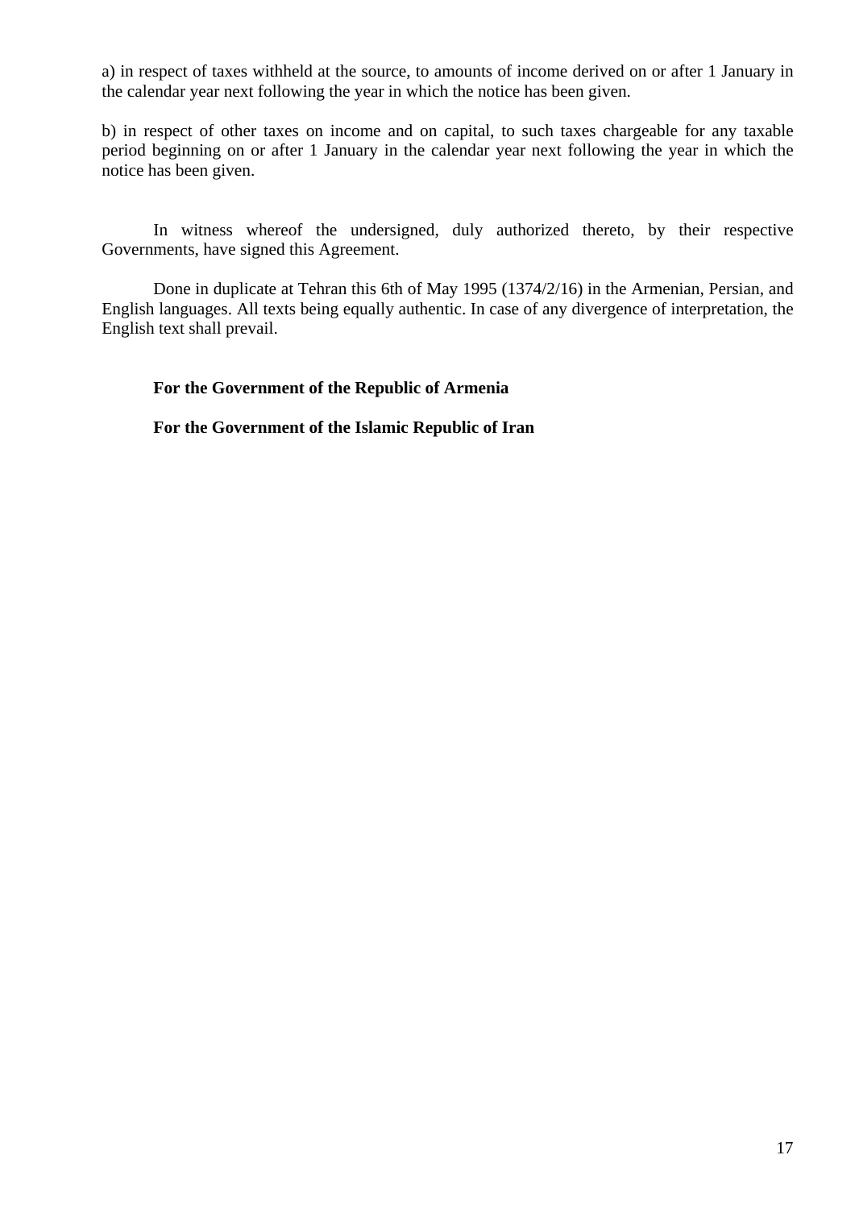a) in respect of taxes withheld at the source, to amounts of income derived on or after 1 January in the calendar year next following the year in which the notice has been given.

b) in respect of other taxes on income and on capital, to such taxes chargeable for any taxable period beginning on or after 1 January in the calendar year next following the year in which the notice has been given.

In witness whereof the undersigned, duly authorized thereto, by their respective Governments, have signed this Agreement.

Done in duplicate at Tehran this 6th of May 1995 (1374/2/16) in the Armenian, Persian, and English languages. All texts being equally authentic. In case of any divergence of interpretation, the English text shall prevail.

**For the Government of the Republic of Armenia**

**For the Government of the Islamic Republic of Iran**